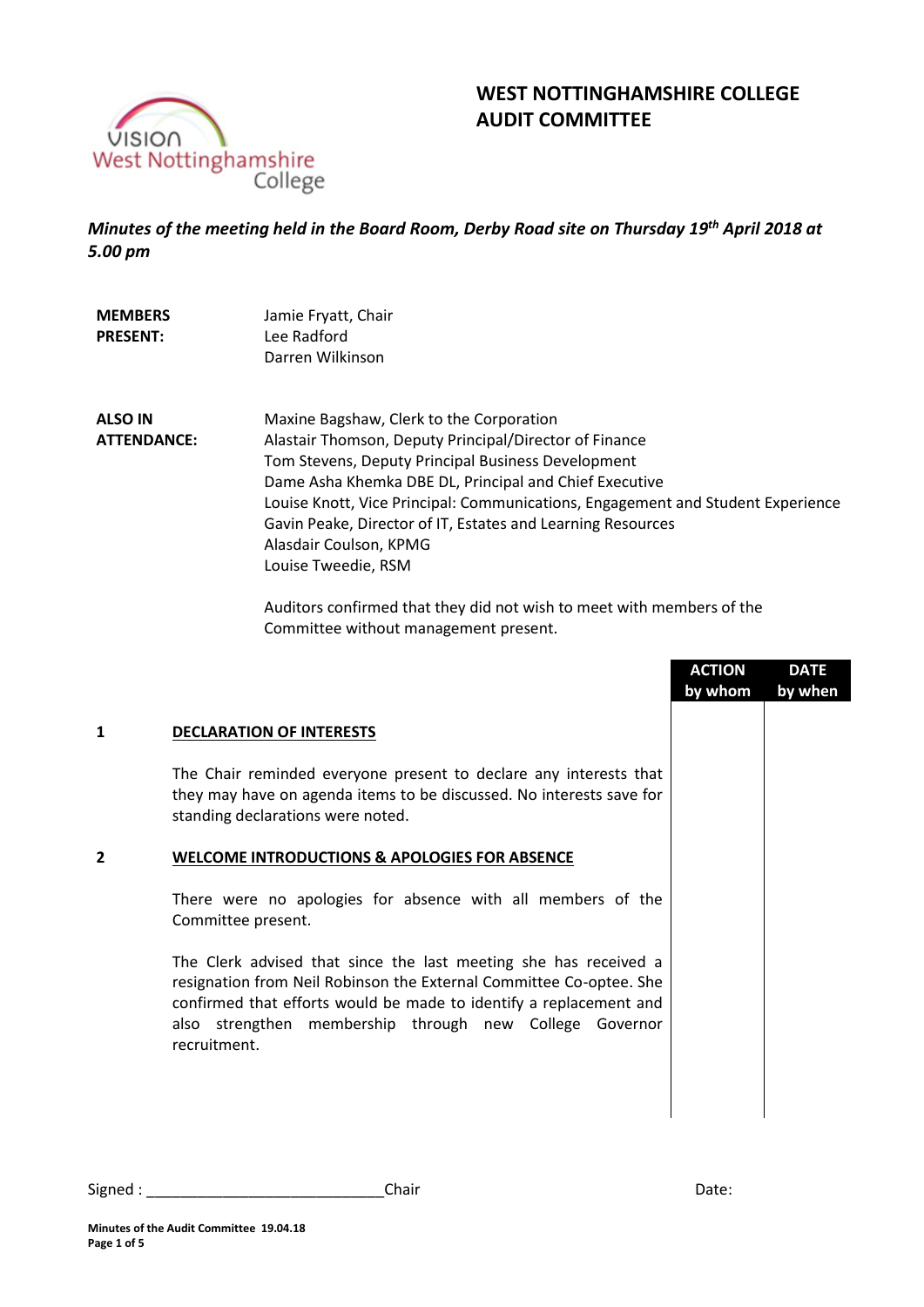# WEST NOTTINGHAMSHIRE COLLEGE
# AUDIT COMMITTEE

***Minutes of the meeting held in the Board Room, Derby Road site on Thursday 19th April 2018 at 5.00 pm***

**MEMBERS PRESENT:**
Jamie Fryatt, Chair
Lee Radford
Darren Wilkinson

**ALSO IN ATTENDANCE:**
Maxine Bagshaw, Clerk to the Corporation
Alastair Thomson, Deputy Principal/Director of Finance
Tom Stevens, Deputy Principal Business Development
Dame Asha Khemka DBE DL, Principal and Chief Executive
Louise Knott, Vice Principal: Communications, Engagement and Student Experience
Gavin Peake, Director of IT, Estates and Learning Resources
Alasdair Coulson, KPMG
Louise Tweedie, RSM

Auditors confirmed that they did not wish to meet with members of the Committee without management present.

| | | ACTION by whom | DATE by when |
|---|---|---|---|
| **1** | **DECLARATION OF INTERESTS** | | |
| | The Chair reminded everyone present to declare any interests that they may have on agenda items to be discussed. No interests save for standing declarations were noted. | | |
| **2** | **WELCOME INTRODUCTIONS & APOLOGIES FOR ABSENCE** | | |
| | There were no apologies for absence with all members of the Committee present. | | |
| | The Clerk advised that since the last meeting she has received a resignation from Neil Robinson the External Committee Co-optee. She confirmed that efforts would be made to identify a replacement and also strengthen membership through new College Governor recruitment. | | |

Signed : ___________________________Chair Date: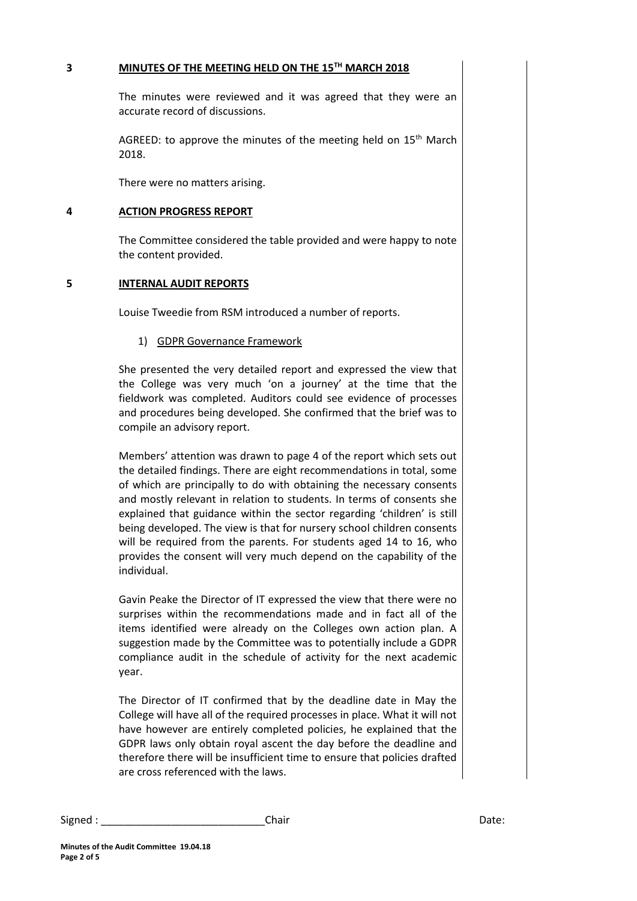## 3 MINUTES OF THE MEETING HELD ON THE 15TH MARCH 2018

The minutes were reviewed and it was agreed that they were an accurate record of discussions.

AGREED: to approve the minutes of the meeting held on 15th March 2018.

There were no matters arising.

## 4 ACTION PROGRESS REPORT

The Committee considered the table provided and were happy to note the content provided.

## 5 INTERNAL AUDIT REPORTS

Louise Tweedie from RSM introduced a number of reports.

1) GDPR Governance Framework

She presented the very detailed report and expressed the view that the College was very much 'on a journey' at the time that the fieldwork was completed. Auditors could see evidence of processes and procedures being developed. She confirmed that the brief was to compile an advisory report.

Members' attention was drawn to page 4 of the report which sets out the detailed findings. There are eight recommendations in total, some of which are principally to do with obtaining the necessary consents and mostly relevant in relation to students. In terms of consents she explained that guidance within the sector regarding 'children' is still being developed. The view is that for nursery school children consents will be required from the parents. For students aged 14 to 16, who provides the consent will very much depend on the capability of the individual.

Gavin Peake the Director of IT expressed the view that there were no surprises within the recommendations made and in fact all of the items identified were already on the Colleges own action plan. A suggestion made by the Committee was to potentially include a GDPR compliance audit in the schedule of activity for the next academic year.

The Director of IT confirmed that by the deadline date in May the College will have all of the required processes in place. What it will not have however are entirely completed policies, he explained that the GDPR laws only obtain royal ascent the day before the deadline and therefore there will be insufficient time to ensure that policies drafted are cross referenced with the laws.

Signed : ____________________________Chair Date: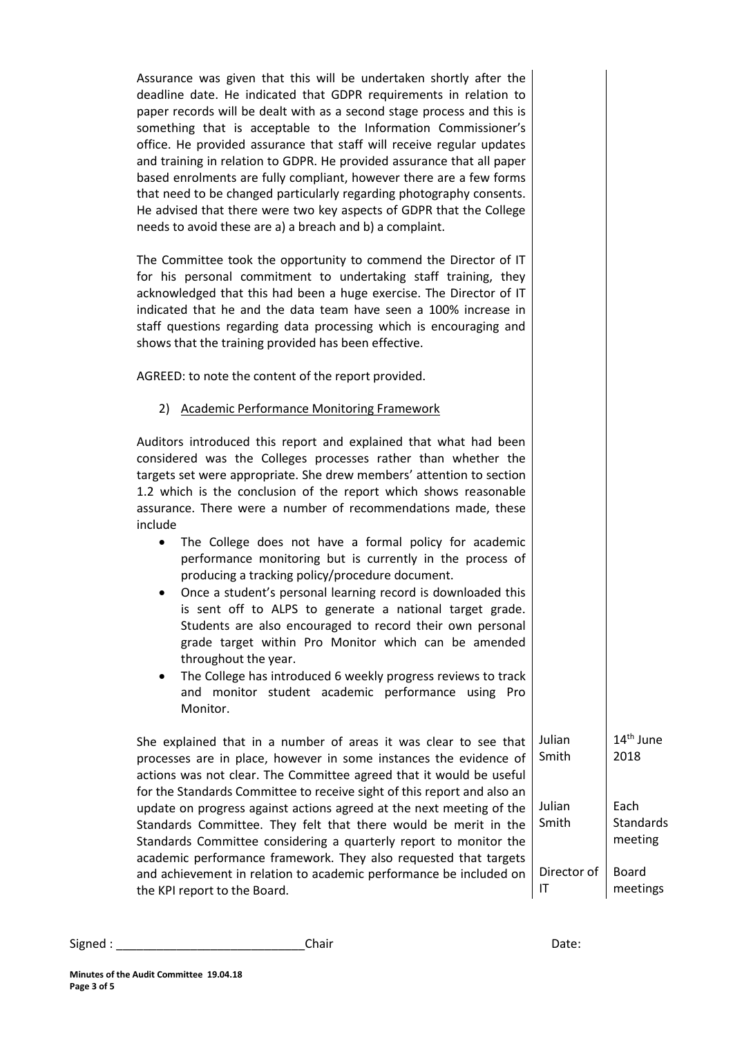Assurance was given that this will be undertaken shortly after the deadline date. He indicated that GDPR requirements in relation to paper records will be dealt with as a second stage process and this is something that is acceptable to the Information Commissioner's office. He provided assurance that staff will receive regular updates and training in relation to GDPR. He provided assurance that all paper based enrolments are fully compliant, however there are a few forms that need to be changed particularly regarding photography consents. He advised that there were two key aspects of GDPR that the College needs to avoid these are a) a breach and b) a complaint.

The Committee took the opportunity to commend the Director of IT for his personal commitment to undertaking staff training, they acknowledged that this had been a huge exercise. The Director of IT indicated that he and the data team have seen a 100% increase in staff questions regarding data processing which is encouraging and shows that the training provided has been effective.

AGREED: to note the content of the report provided.

2) Academic Performance Monitoring Framework

Auditors introduced this report and explained that what had been considered was the Colleges processes rather than whether the targets set were appropriate. She drew members' attention to section 1.2 which is the conclusion of the report which shows reasonable assurance. There were a number of recommendations made, these include

- The College does not have a formal policy for academic performance monitoring but is currently in the process of producing a tracking policy/procedure document.
- Once a student's personal learning record is downloaded this is sent off to ALPS to generate a national target grade. Students are also encouraged to record their own personal grade target within Pro Monitor which can be amended throughout the year.
- The College has introduced 6 weekly progress reviews to track and monitor student academic performance using Pro Monitor.

| | | |
|---|---|---|
| She explained that in a number of areas it was clear to see that processes are in place, however in some instances the evidence of actions was not clear. The Committee agreed that it would be useful for the Standards Committee to receive sight of this report and also an update on progress against actions agreed at the next meeting of the Standards Committee. They felt that there would be merit in the Standards Committee considering a quarterly report to monitor the academic performance framework. They also requested that targets and achievement in relation to academic performance be included on the KPI report to the Board. | Julian Smith<br><br>Julian Smith<br><br>Director of IT | 14th June 2018<br><br>Each Standards meeting<br><br>Board meetings |

Signed : ____________________________Chair Date: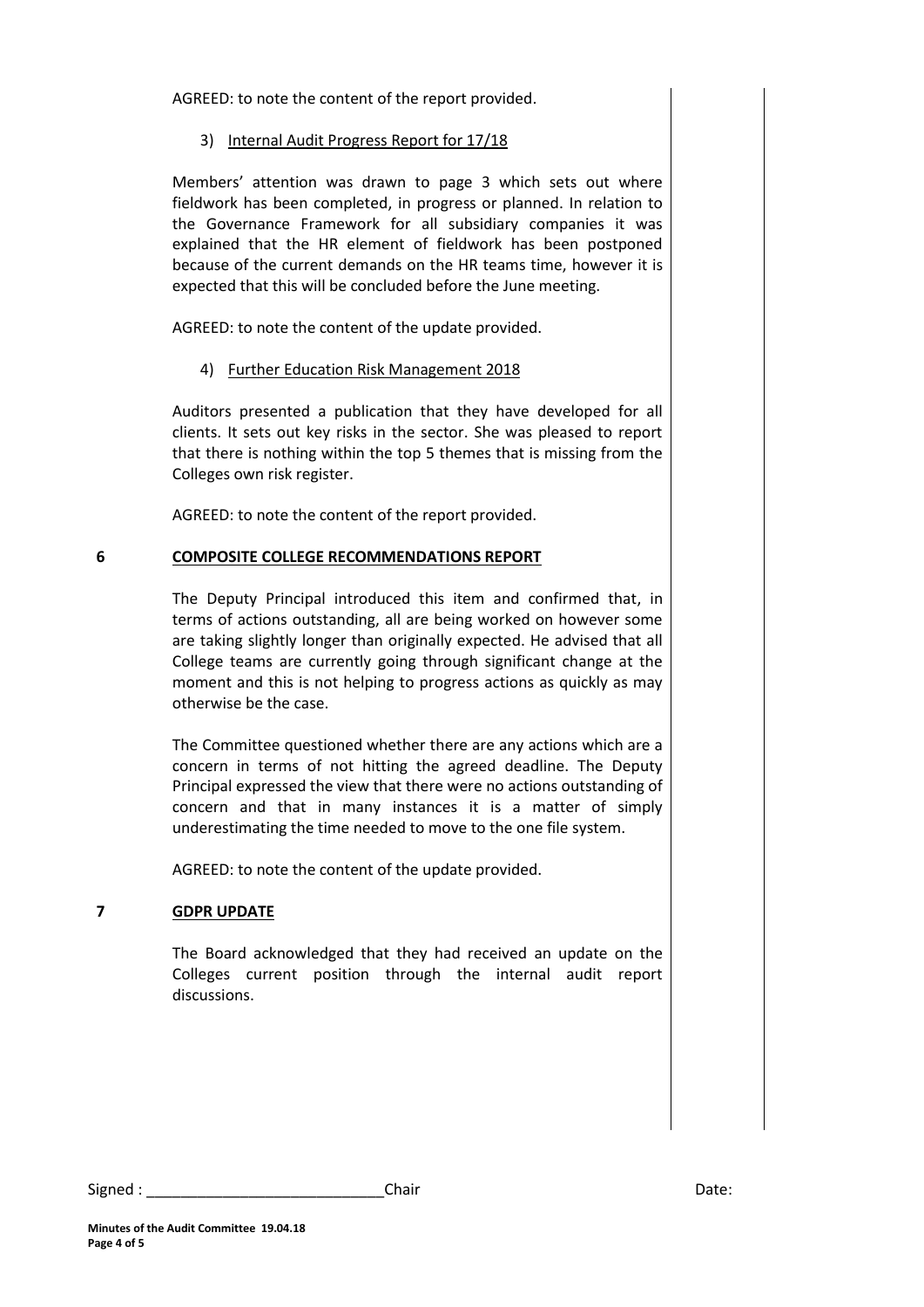AGREED: to note the content of the report provided.

3) Internal Audit Progress Report for 17/18

Members' attention was drawn to page 3 which sets out where fieldwork has been completed, in progress or planned. In relation to the Governance Framework for all subsidiary companies it was explained that the HR element of fieldwork has been postponed because of the current demands on the HR teams time, however it is expected that this will be concluded before the June meeting.

AGREED: to note the content of the update provided.

4) Further Education Risk Management 2018

Auditors presented a publication that they have developed for all clients. It sets out key risks in the sector. She was pleased to report that there is nothing within the top 5 themes that is missing from the Colleges own risk register.

AGREED: to note the content of the report provided.

**6 COMPOSITE COLLEGE RECOMMENDATIONS REPORT**

The Deputy Principal introduced this item and confirmed that, in terms of actions outstanding, all are being worked on however some are taking slightly longer than originally expected. He advised that all College teams are currently going through significant change at the moment and this is not helping to progress actions as quickly as may otherwise be the case.

The Committee questioned whether there are any actions which are a concern in terms of not hitting the agreed deadline. The Deputy Principal expressed the view that there were no actions outstanding of concern and that in many instances it is a matter of simply underestimating the time needed to move to the one file system.

AGREED: to note the content of the update provided.

**7 GDPR UPDATE**

The Board acknowledged that they had received an update on the Colleges current position through the internal audit report discussions.

Signed : ___________________________Chair Date:

**Minutes of the Audit Committee 19.04.18**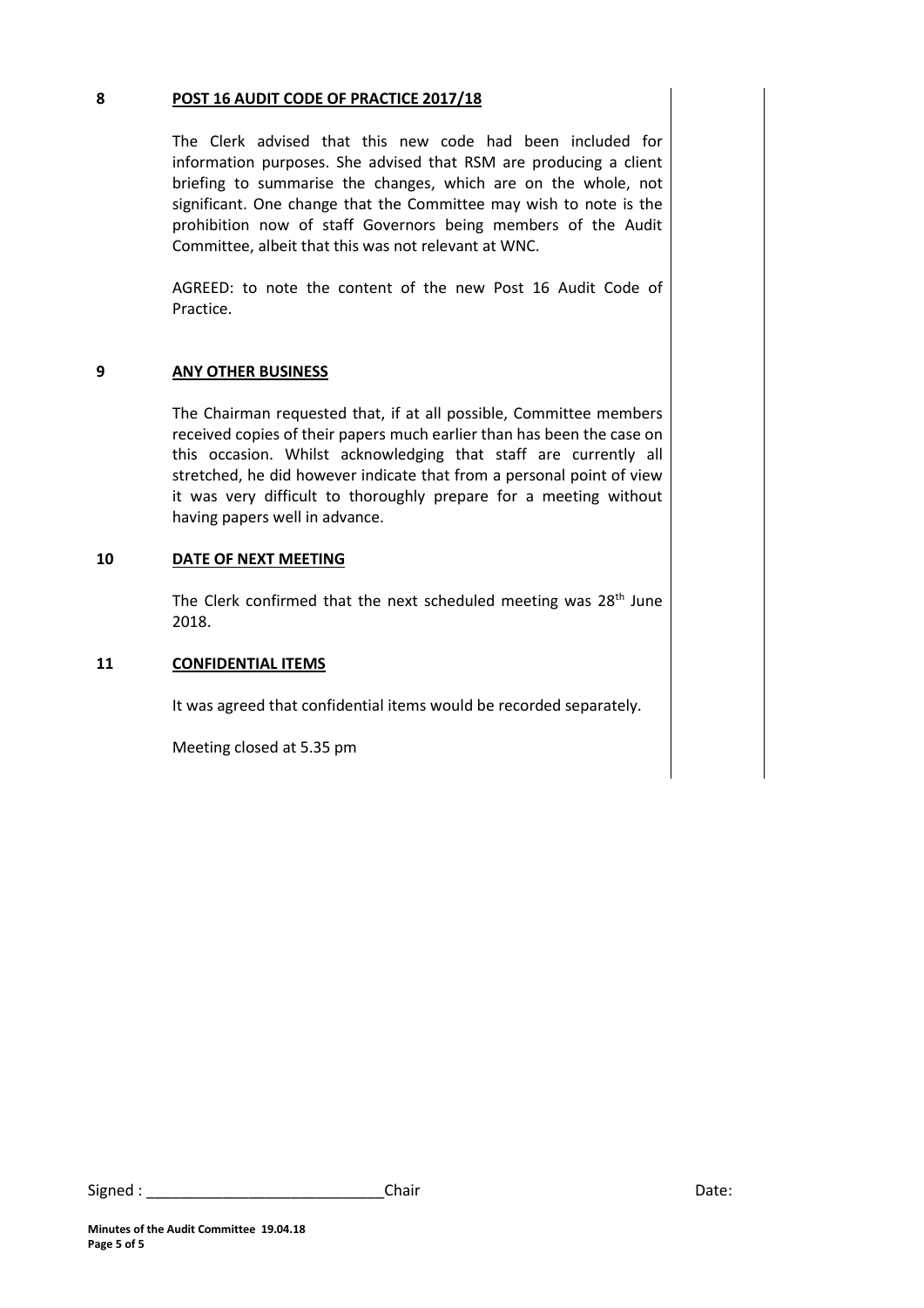## 8 POST 16 AUDIT CODE OF PRACTICE 2017/18

The Clerk advised that this new code had been included for information purposes. She advised that RSM are producing a client briefing to summarise the changes, which are on the whole, not significant. One change that the Committee may wish to note is the prohibition now of staff Governors being members of the Audit Committee, albeit that this was not relevant at WNC.

AGREED: to note the content of the new Post 16 Audit Code of Practice.

## 9 ANY OTHER BUSINESS

The Chairman requested that, if at all possible, Committee members received copies of their papers much earlier than has been the case on this occasion. Whilst acknowledging that staff are currently all stretched, he did however indicate that from a personal point of view it was very difficult to thoroughly prepare for a meeting without having papers well in advance.

## 10 DATE OF NEXT MEETING

The Clerk confirmed that the next scheduled meeting was 28th June 2018.

## 11 CONFIDENTIAL ITEMS

It was agreed that confidential items would be recorded separately.

Meeting closed at 5.35 pm

Signed : ____________________________Chair Date:

**Minutes of the Audit Committee 19.04.18**